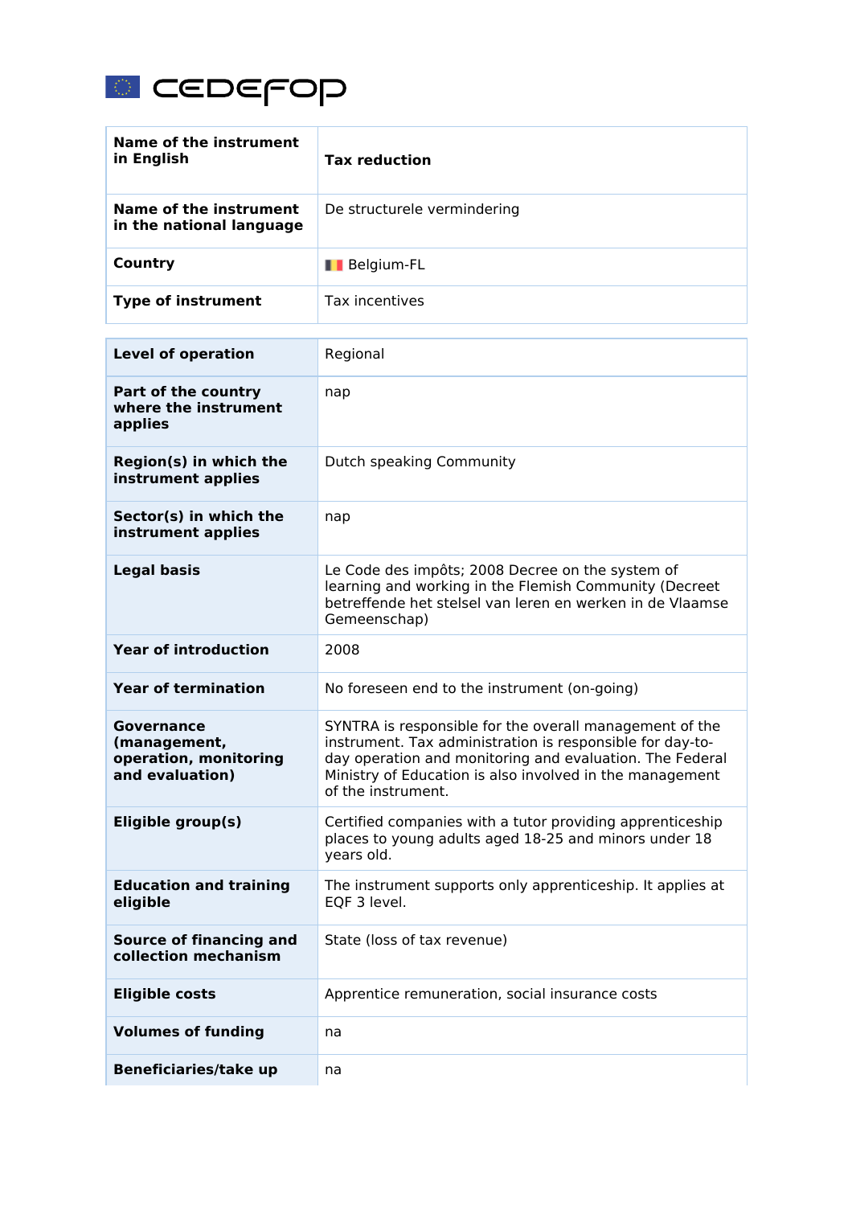| Name of the instrument in English | **Tax reduction** |
| --- | --- |
| Name of the instrument in the national language | De structurele vermindering |
| Country | Belgium-FL |
| Type of instrument | Tax incentives |

| Level of operation | Regional |
| --- | --- |
| Part of the country where the instrument applies | nap |
| Region(s) in which the instrument applies | Dutch speaking Community |
| Sector(s) in which the instrument applies | nap |
| Legal basis | Le Code des impôts; 2008 Decree on the system of learning and working in the Flemish Community (Decreet betreffende het stelsel van leren en werken in de Vlaamse Gemeenschap) |
| Year of introduction | 2008 |
| Year of termination | No foreseen end to the instrument (on-going) |
| Governance (management, operation, monitoring and evaluation) | SYNTRA is responsible for the overall management of the instrument. Tax administration is responsible for day-to-day operation and monitoring and evaluation. The Federal Ministry of Education is also involved in the management of the instrument. |
| Eligible group(s) | Certified companies with a tutor providing apprenticeship places to young adults aged 18-25 and minors under 18 years old. |
| Education and training eligible | The instrument supports only apprenticeship. It applies at EQF 3 level. |
| Source of financing and collection mechanism | State (loss of tax revenue) |
| Eligible costs | Apprentice remuneration, social insurance costs |
| Volumes of funding | na |
| Beneficiaries/take up | na |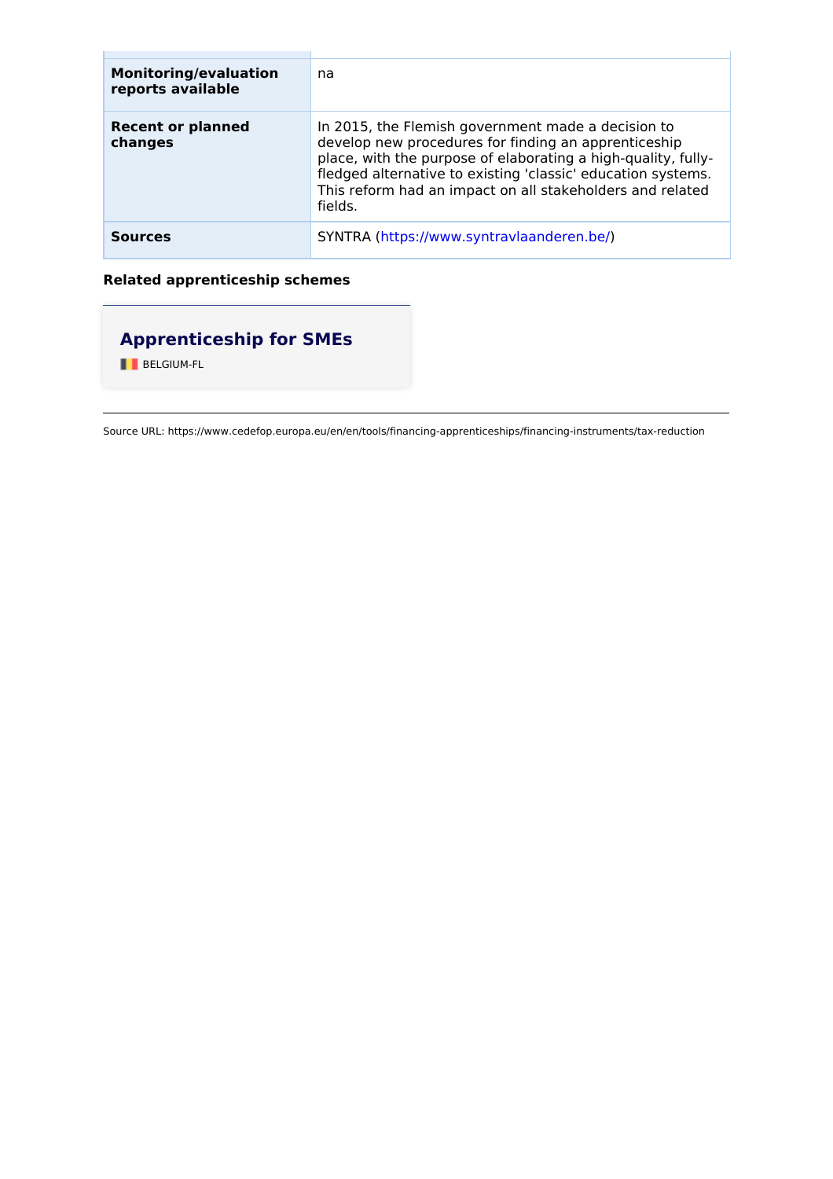| | |
|---|---|
| **Monitoring/evaluation reports available** | na |
| **Recent or planned changes** | In 2015, the Flemish government made a decision to develop new procedures for finding an apprenticeship place, with the purpose of elaborating a high-quality, fully-fledged alternative to existing 'classic' education systems. This reform had an impact on all stakeholders and related fields. |
| **Sources** | SYNTRA (https://www.syntravlaanderen.be/) |

**Related apprenticeship schemes**

## Apprenticeship for SMEs

BELGIUM-FL

Source URL: https://www.cedefop.europa.eu/en/en/tools/financing-apprenticeships/financing-instruments/tax-reduction